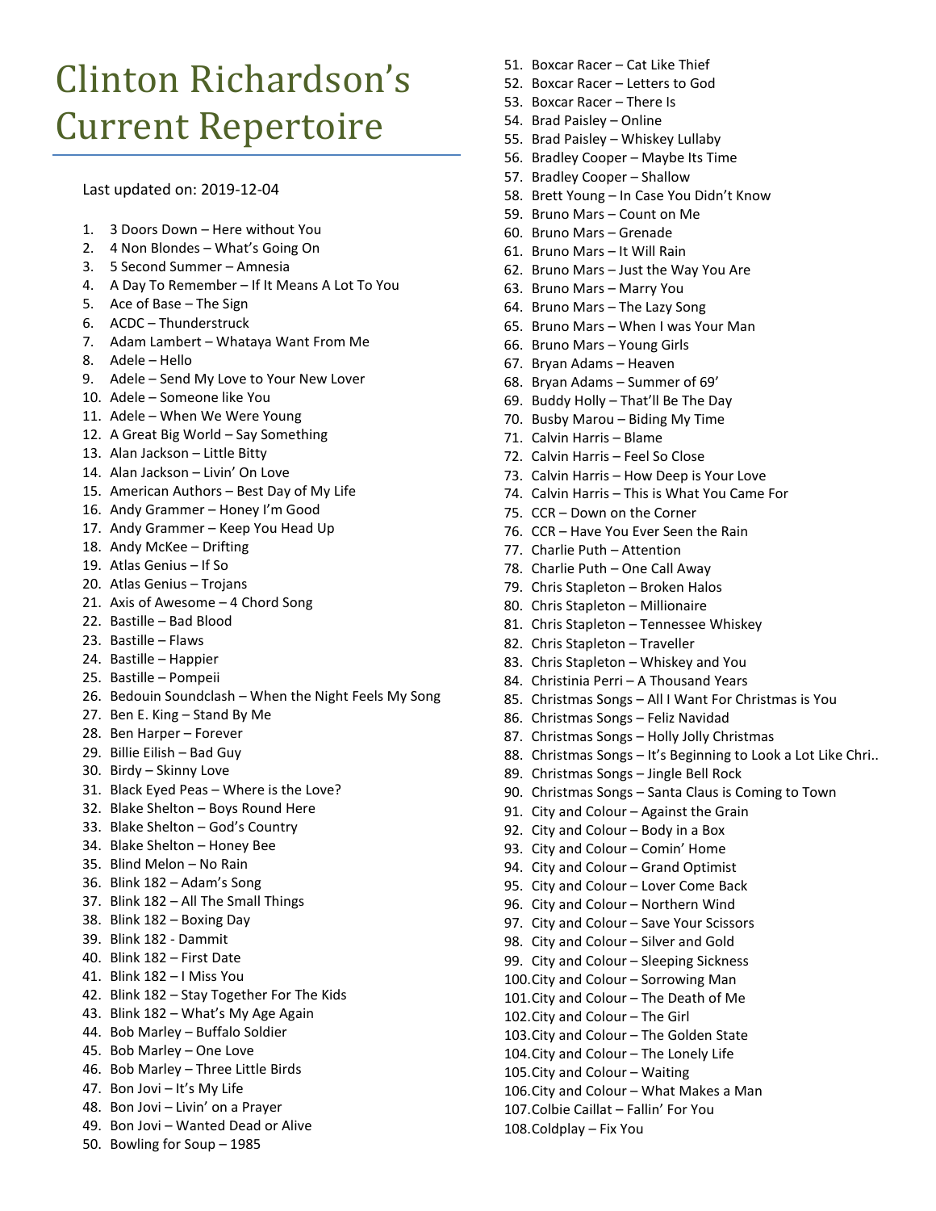# Clinton Richardson's Current Repertoire

Last updated on: 2019-12-04

1. 3 Doors Down – Here without You
2. 4 Non Blondes – What's Going On
3. 5 Second Summer – Amnesia
4. A Day To Remember – If It Means A Lot To You
5. Ace of Base – The Sign
6. ACDC – Thunderstruck
7. Adam Lambert – Whataya Want From Me
8. Adele – Hello
9. Adele – Send My Love to Your New Lover
10. Adele – Someone like You
11. Adele – When We Were Young
12. A Great Big World – Say Something
13. Alan Jackson – Little Bitty
14. Alan Jackson – Livin' On Love
15. American Authors – Best Day of My Life
16. Andy Grammer – Honey I'm Good
17. Andy Grammer – Keep You Head Up
18. Andy McKee – Drifting
19. Atlas Genius – If So
20. Atlas Genius – Trojans
21. Axis of Awesome – 4 Chord Song
22. Bastille – Bad Blood
23. Bastille – Flaws
24. Bastille – Happier
25. Bastille – Pompeii
26. Bedouin Soundclash – When the Night Feels My Song
27. Ben E. King – Stand By Me
28. Ben Harper – Forever
29. Billie Eilish – Bad Guy
30. Birdy – Skinny Love
31. Black Eyed Peas – Where is the Love?
32. Blake Shelton – Boys Round Here
33. Blake Shelton – God's Country
34. Blake Shelton – Honey Bee
35. Blind Melon – No Rain
36. Blink 182 – Adam's Song
37. Blink 182 – All The Small Things
38. Blink 182 – Boxing Day
39. Blink 182 - Dammit
40. Blink 182 – First Date
41. Blink 182 – I Miss You
42. Blink 182 – Stay Together For The Kids
43. Blink 182 – What's My Age Again
44. Bob Marley – Buffalo Soldier
45. Bob Marley – One Love
46. Bob Marley – Three Little Birds
47. Bon Jovi – It's My Life
48. Bon Jovi – Livin' on a Prayer
49. Bon Jovi – Wanted Dead or Alive
50. Bowling for Soup – 1985
51. Boxcar Racer – Cat Like Thief
52. Boxcar Racer – Letters to God
53. Boxcar Racer – There Is
54. Brad Paisley – Online
55. Brad Paisley – Whiskey Lullaby
56. Bradley Cooper – Maybe Its Time
57. Bradley Cooper – Shallow
58. Brett Young – In Case You Didn't Know
59. Bruno Mars – Count on Me
60. Bruno Mars – Grenade
61. Bruno Mars – It Will Rain
62. Bruno Mars – Just the Way You Are
63. Bruno Mars – Marry You
64. Bruno Mars – The Lazy Song
65. Bruno Mars – When I was Your Man
66. Bruno Mars – Young Girls
67. Bryan Adams – Heaven
68. Bryan Adams – Summer of 69'
69. Buddy Holly – That'll Be The Day
70. Busby Marou – Biding My Time
71. Calvin Harris – Blame
72. Calvin Harris – Feel So Close
73. Calvin Harris – How Deep is Your Love
74. Calvin Harris – This is What You Came For
75. CCR – Down on the Corner
76. CCR – Have You Ever Seen the Rain
77. Charlie Puth – Attention
78. Charlie Puth – One Call Away
79. Chris Stapleton – Broken Halos
80. Chris Stapleton – Millionaire
81. Chris Stapleton – Tennessee Whiskey
82. Chris Stapleton – Traveller
83. Chris Stapleton – Whiskey and You
84. Christinia Perri – A Thousand Years
85. Christmas Songs – All I Want For Christmas is You
86. Christmas Songs – Feliz Navidad
87. Christmas Songs – Holly Jolly Christmas
88. Christmas Songs – It's Beginning to Look a Lot Like Chri..
89. Christmas Songs – Jingle Bell Rock
90. Christmas Songs – Santa Claus is Coming to Town
91. City and Colour – Against the Grain
92. City and Colour – Body in a Box
93. City and Colour – Comin' Home
94. City and Colour – Grand Optimist
95. City and Colour – Lover Come Back
96. City and Colour – Northern Wind
97. City and Colour – Save Your Scissors
98. City and Colour – Silver and Gold
99. City and Colour – Sleeping Sickness
100. City and Colour – Sorrowing Man
101. City and Colour – The Death of Me
102. City and Colour – The Girl
103. City and Colour – The Golden State
104. City and Colour – The Lonely Life
105. City and Colour – Waiting
106. City and Colour – What Makes a Man
107. Colbie Caillat – Fallin' For You
108. Coldplay – Fix You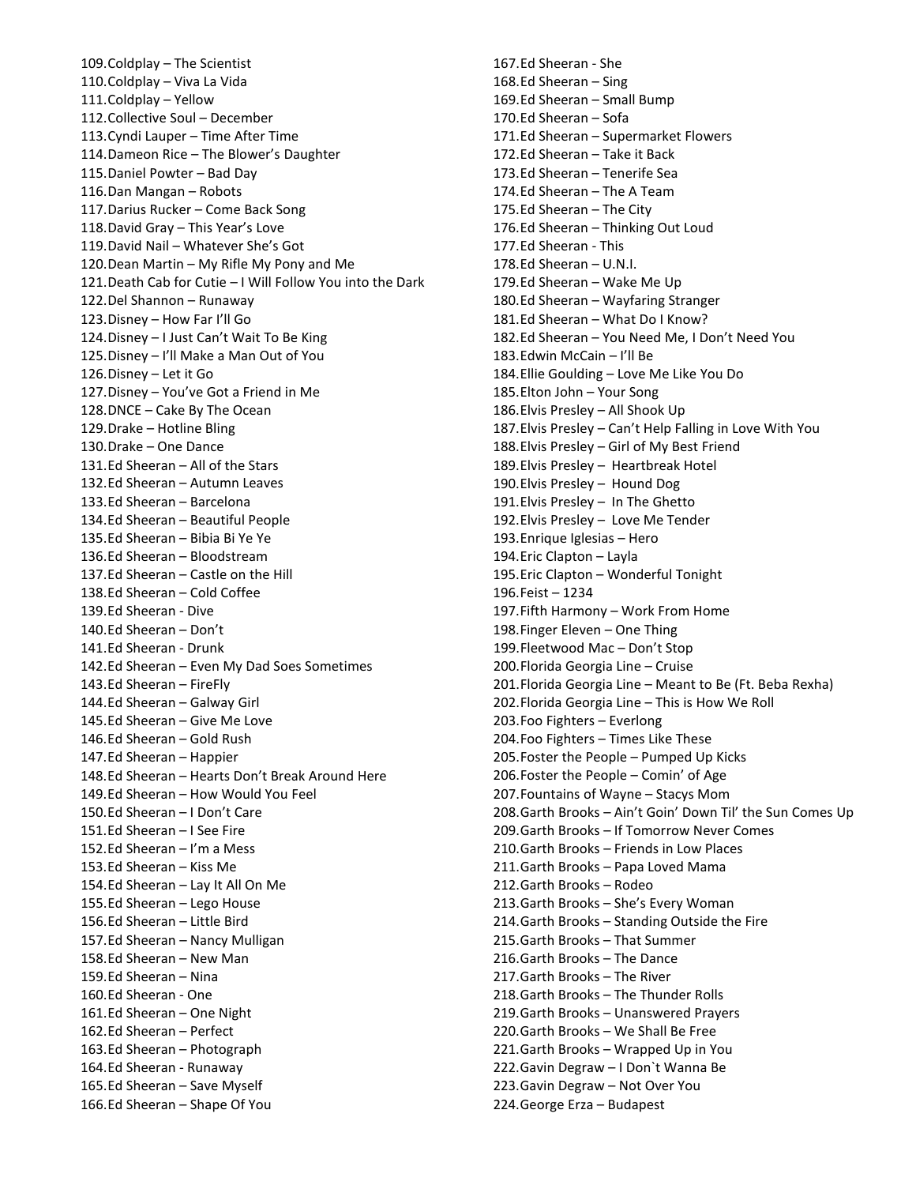109. Coldplay – The Scientist
110. Coldplay – Viva La Vida
111. Coldplay – Yellow
112. Collective Soul – December
113. Cyndi Lauper – Time After Time
114. Dameon Rice – The Blower's Daughter
115. Daniel Powter – Bad Day
116. Dan Mangan – Robots
117. Darius Rucker – Come Back Song
118. David Gray – This Year's Love
119. David Nail – Whatever She's Got
120. Dean Martin – My Rifle My Pony and Me
121. Death Cab for Cutie – I Will Follow You into the Dark
122. Del Shannon – Runaway
123. Disney – How Far I'll Go
124. Disney – I Just Can't Wait To Be King
125. Disney – I'll Make a Man Out of You
126. Disney – Let it Go
127. Disney – You've Got a Friend in Me
128. DNCE – Cake By The Ocean
129. Drake – Hotline Bling
130. Drake – One Dance
131. Ed Sheeran – All of the Stars
132. Ed Sheeran – Autumn Leaves
133. Ed Sheeran – Barcelona
134. Ed Sheeran – Beautiful People
135. Ed Sheeran – Bibia Bi Ye Ye
136. Ed Sheeran – Bloodstream
137. Ed Sheeran – Castle on the Hill
138. Ed Sheeran – Cold Coffee
139. Ed Sheeran - Dive
140. Ed Sheeran – Don't
141. Ed Sheeran - Drunk
142. Ed Sheeran – Even My Dad Soes Sometimes
143. Ed Sheeran – FireFly
144. Ed Sheeran – Galway Girl
145. Ed Sheeran – Give Me Love
146. Ed Sheeran – Gold Rush
147. Ed Sheeran – Happier
148. Ed Sheeran – Hearts Don't Break Around Here
149. Ed Sheeran – How Would You Feel
150. Ed Sheeran – I Don't Care
151. Ed Sheeran – I See Fire
152. Ed Sheeran – I'm a Mess
153. Ed Sheeran – Kiss Me
154. Ed Sheeran – Lay It All On Me
155. Ed Sheeran – Lego House
156. Ed Sheeran – Little Bird
157. Ed Sheeran – Nancy Mulligan
158. Ed Sheeran – New Man
159. Ed Sheeran – Nina
160. Ed Sheeran - One
161. Ed Sheeran – One Night
162. Ed Sheeran – Perfect
163. Ed Sheeran – Photograph
164. Ed Sheeran - Runaway
165. Ed Sheeran – Save Myself
166. Ed Sheeran – Shape Of You
167. Ed Sheeran - She
168. Ed Sheeran – Sing
169. Ed Sheeran – Small Bump
170. Ed Sheeran – Sofa
171. Ed Sheeran – Supermarket Flowers
172. Ed Sheeran – Take it Back
173. Ed Sheeran – Tenerife Sea
174. Ed Sheeran – The A Team
175. Ed Sheeran – The City
176. Ed Sheeran – Thinking Out Loud
177. Ed Sheeran - This
178. Ed Sheeran – U.N.I.
179. Ed Sheeran – Wake Me Up
180. Ed Sheeran – Wayfaring Stranger
181. Ed Sheeran – What Do I Know?
182. Ed Sheeran – You Need Me, I Don't Need You
183. Edwin McCain – I'll Be
184. Ellie Goulding – Love Me Like You Do
185. Elton John – Your Song
186. Elvis Presley – All Shook Up
187. Elvis Presley – Can't Help Falling in Love With You
188. Elvis Presley – Girl of My Best Friend
189. Elvis Presley – Heartbreak Hotel
190. Elvis Presley – Hound Dog
191. Elvis Presley – In The Ghetto
192. Elvis Presley – Love Me Tender
193. Enrique Iglesias – Hero
194. Eric Clapton – Layla
195. Eric Clapton – Wonderful Tonight
196. Feist – 1234
197. Fifth Harmony – Work From Home
198. Finger Eleven – One Thing
199. Fleetwood Mac – Don't Stop
200. Florida Georgia Line – Cruise
201. Florida Georgia Line – Meant to Be (Ft. Beba Rexha)
202. Florida Georgia Line – This is How We Roll
203. Foo Fighters – Everlong
204. Foo Fighters – Times Like These
205. Foster the People – Pumped Up Kicks
206. Foster the People – Comin' of Age
207. Fountains of Wayne – Stacys Mom
208. Garth Brooks – Ain't Goin' Down Til' the Sun Comes Up
209. Garth Brooks – If Tomorrow Never Comes
210. Garth Brooks – Friends in Low Places
211. Garth Brooks – Papa Loved Mama
212. Garth Brooks – Rodeo
213. Garth Brooks – She's Every Woman
214. Garth Brooks – Standing Outside the Fire
215. Garth Brooks – That Summer
216. Garth Brooks – The Dance
217. Garth Brooks – The River
218. Garth Brooks – The Thunder Rolls
219. Garth Brooks – Unanswered Prayers
220. Garth Brooks – We Shall Be Free
221. Garth Brooks – Wrapped Up in You
222. Gavin Degraw – I Don`t Wanna Be
223. Gavin Degraw – Not Over You
224. George Erza – Budapest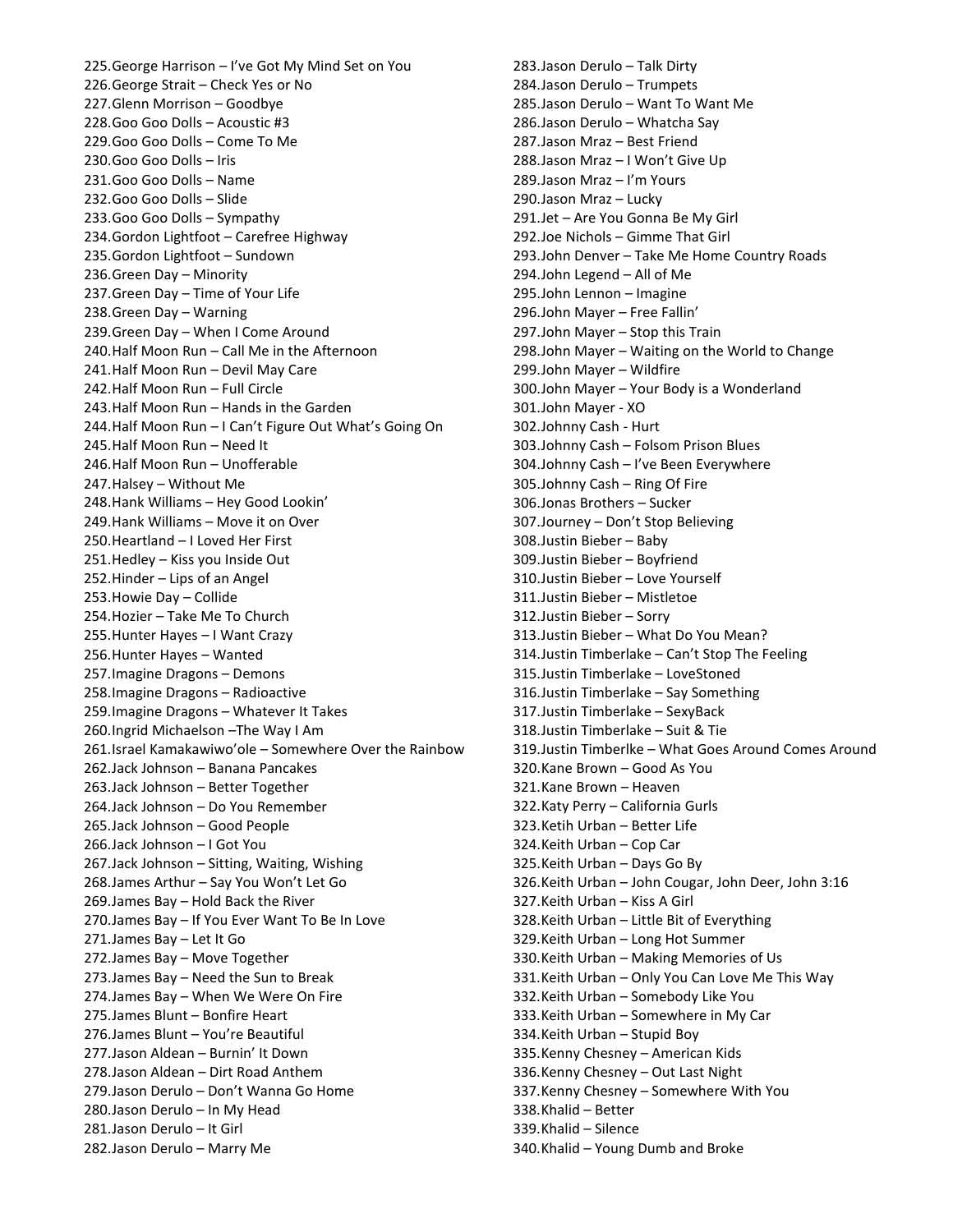225.George Harrison – I've Got My Mind Set on You
226.George Strait – Check Yes or No
227.Glenn Morrison – Goodbye
228.Goo Goo Dolls – Acoustic #3
229.Goo Goo Dolls – Come To Me
230.Goo Goo Dolls – Iris
231.Goo Goo Dolls – Name
232.Goo Goo Dolls – Slide
233.Goo Goo Dolls – Sympathy
234.Gordon Lightfoot – Carefree Highway
235.Gordon Lightfoot – Sundown
236.Green Day – Minority
237.Green Day – Time of Your Life
238.Green Day – Warning
239.Green Day – When I Come Around
240.Half Moon Run – Call Me in the Afternoon
241.Half Moon Run – Devil May Care
242.Half Moon Run – Full Circle
243.Half Moon Run – Hands in the Garden
244.Half Moon Run – I Can't Figure Out What's Going On
245.Half Moon Run – Need It
246.Half Moon Run – Unofferable
247.Halsey – Without Me
248.Hank Williams – Hey Good Lookin'
249.Hank Williams – Move it on Over
250.Heartland – I Loved Her First
251.Hedley – Kiss you Inside Out
252.Hinder – Lips of an Angel
253.Howie Day – Collide
254.Hozier – Take Me To Church
255.Hunter Hayes – I Want Crazy
256.Hunter Hayes – Wanted
257.Imagine Dragons – Demons
258.Imagine Dragons – Radioactive
259.Imagine Dragons – Whatever It Takes
260.Ingrid Michaelson –The Way I Am
261.Israel Kamakawiwo'ole – Somewhere Over the Rainbow
262.Jack Johnson – Banana Pancakes
263.Jack Johnson – Better Together
264.Jack Johnson – Do You Remember
265.Jack Johnson – Good People
266.Jack Johnson – I Got You
267.Jack Johnson – Sitting, Waiting, Wishing
268.James Arthur – Say You Won't Let Go
269.James Bay – Hold Back the River
270.James Bay – If You Ever Want To Be In Love
271.James Bay – Let It Go
272.James Bay – Move Together
273.James Bay – Need the Sun to Break
274.James Bay – When We Were On Fire
275.James Blunt – Bonfire Heart
276.James Blunt – You're Beautiful
277.Jason Aldean – Burnin' It Down
278.Jason Aldean – Dirt Road Anthem
279.Jason Derulo – Don't Wanna Go Home
280.Jason Derulo – In My Head
281.Jason Derulo – It Girl
282.Jason Derulo – Marry Me
283.Jason Derulo – Talk Dirty
284.Jason Derulo – Trumpets
285.Jason Derulo – Want To Want Me
286.Jason Derulo – Whatcha Say
287.Jason Mraz – Best Friend
288.Jason Mraz – I Won't Give Up
289.Jason Mraz – I'm Yours
290.Jason Mraz – Lucky
291.Jet – Are You Gonna Be My Girl
292.Joe Nichols – Gimme That Girl
293.John Denver – Take Me Home Country Roads
294.John Legend – All of Me
295.John Lennon – Imagine
296.John Mayer – Free Fallin'
297.John Mayer – Stop this Train
298.John Mayer – Waiting on the World to Change
299.John Mayer – Wildfire
300.John Mayer – Your Body is a Wonderland
301.John Mayer - XO
302.Johnny Cash - Hurt
303.Johnny Cash – Folsom Prison Blues
304.Johnny Cash – I've Been Everywhere
305.Johnny Cash – Ring Of Fire
306.Jonas Brothers – Sucker
307.Journey – Don't Stop Believing
308.Justin Bieber – Baby
309.Justin Bieber – Boyfriend
310.Justin Bieber – Love Yourself
311.Justin Bieber – Mistletoe
312.Justin Bieber – Sorry
313.Justin Bieber – What Do You Mean?
314.Justin Timberlake – Can't Stop The Feeling
315.Justin Timberlake – LoveStoned
316.Justin Timberlake – Say Something
317.Justin Timberlake – SexyBack
318.Justin Timberlake – Suit & Tie
319.Justin Timberlke – What Goes Around Comes Around
320.Kane Brown – Good As You
321.Kane Brown – Heaven
322.Katy Perry – California Gurls
323.Ketih Urban – Better Life
324.Keith Urban – Cop Car
325.Keith Urban – Days Go By
326.Keith Urban – John Cougar, John Deer, John 3:16
327.Keith Urban – Kiss A Girl
328.Keith Urban – Little Bit of Everything
329.Keith Urban – Long Hot Summer
330.Keith Urban – Making Memories of Us
331.Keith Urban – Only You Can Love Me This Way
332.Keith Urban – Somebody Like You
333.Keith Urban – Somewhere in My Car
334.Keith Urban – Stupid Boy
335.Kenny Chesney – American Kids
336.Kenny Chesney – Out Last Night
337.Kenny Chesney – Somewhere With You
338.Khalid – Better
339.Khalid – Silence
340.Khalid – Young Dumb and Broke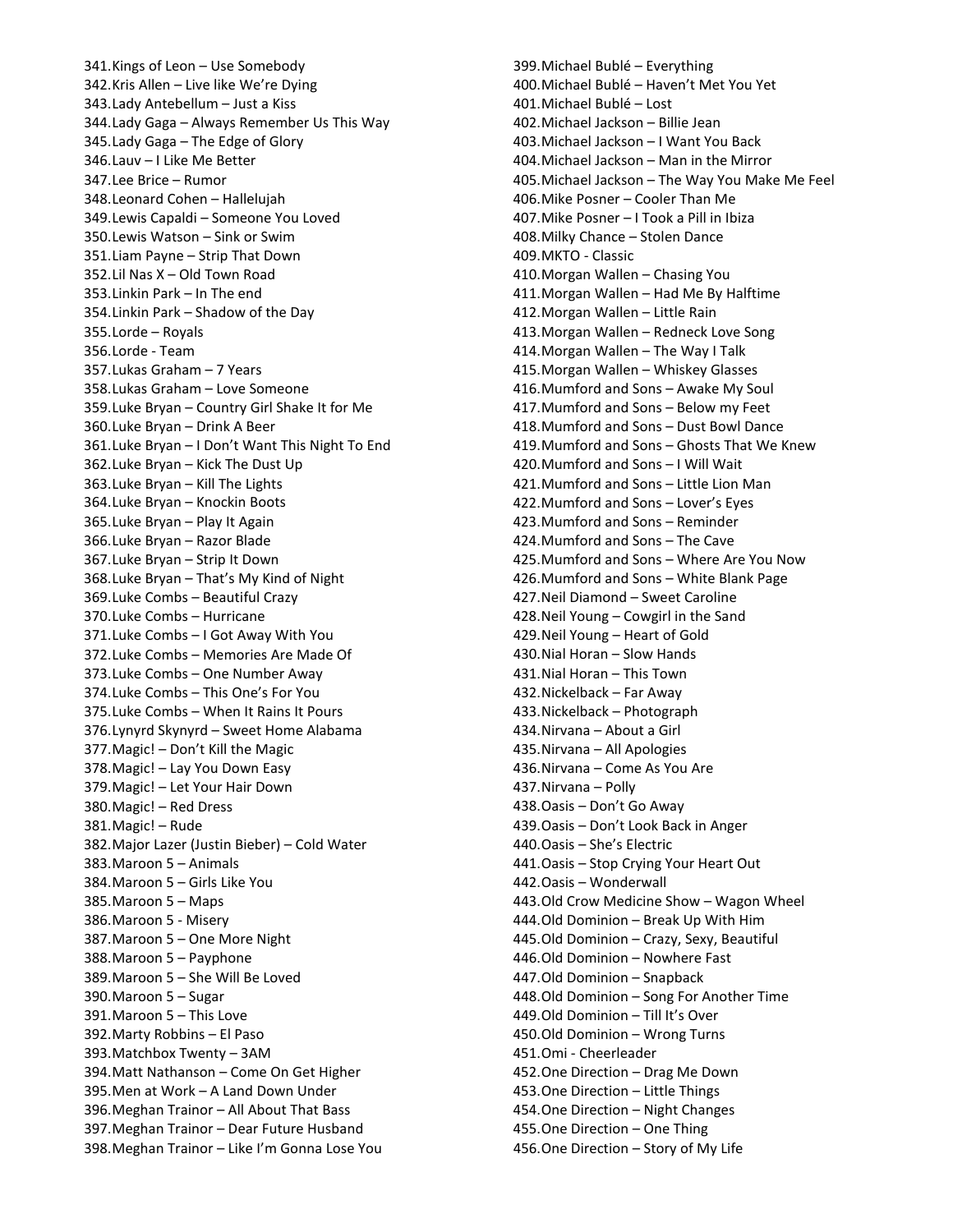341. Kings of Leon – Use Somebody
342. Kris Allen – Live like We're Dying
343. Lady Antebellum – Just a Kiss
344. Lady Gaga – Always Remember Us This Way
345. Lady Gaga – The Edge of Glory
346. Lauv – I Like Me Better
347. Lee Brice – Rumor
348. Leonard Cohen – Hallelujah
349. Lewis Capaldi – Someone You Loved
350. Lewis Watson – Sink or Swim
351. Liam Payne – Strip That Down
352. Lil Nas X – Old Town Road
353. Linkin Park – In The end
354. Linkin Park – Shadow of the Day
355. Lorde – Royals
356. Lorde - Team
357. Lukas Graham – 7 Years
358. Lukas Graham – Love Someone
359. Luke Bryan – Country Girl Shake It for Me
360. Luke Bryan – Drink A Beer
361. Luke Bryan – I Don't Want This Night To End
362. Luke Bryan – Kick The Dust Up
363. Luke Bryan – Kill The Lights
364. Luke Bryan – Knockin Boots
365. Luke Bryan – Play It Again
366. Luke Bryan – Razor Blade
367. Luke Bryan – Strip It Down
368. Luke Bryan – That's My Kind of Night
369. Luke Combs – Beautiful Crazy
370. Luke Combs – Hurricane
371. Luke Combs – I Got Away With You
372. Luke Combs – Memories Are Made Of
373. Luke Combs – One Number Away
374. Luke Combs – This One's For You
375. Luke Combs – When It Rains It Pours
376. Lynyrd Skynyrd – Sweet Home Alabama
377. Magic! – Don't Kill the Magic
378. Magic! – Lay You Down Easy
379. Magic! – Let Your Hair Down
380. Magic! – Red Dress
381. Magic! – Rude
382. Major Lazer (Justin Bieber) – Cold Water
383. Maroon 5 – Animals
384. Maroon 5 – Girls Like You
385. Maroon 5 – Maps
386. Maroon 5 - Misery
387. Maroon 5 – One More Night
388. Maroon 5 – Payphone
389. Maroon 5 – She Will Be Loved
390. Maroon 5 – Sugar
391. Maroon 5 – This Love
392. Marty Robbins – El Paso
393. Matchbox Twenty – 3AM
394. Matt Nathanson – Come On Get Higher
395. Men at Work – A Land Down Under
396. Meghan Trainor – All About That Bass
397. Meghan Trainor – Dear Future Husband
398. Meghan Trainor – Like I'm Gonna Lose You
399. Michael Bublé – Everything
400. Michael Bublé – Haven't Met You Yet
401. Michael Bublé – Lost
402. Michael Jackson – Billie Jean
403. Michael Jackson – I Want You Back
404. Michael Jackson – Man in the Mirror
405. Michael Jackson – The Way You Make Me Feel
406. Mike Posner – Cooler Than Me
407. Mike Posner – I Took a Pill in Ibiza
408. Milky Chance – Stolen Dance
409. MKTO - Classic
410. Morgan Wallen – Chasing You
411. Morgan Wallen – Had Me By Halftime
412. Morgan Wallen – Little Rain
413. Morgan Wallen – Redneck Love Song
414. Morgan Wallen – The Way I Talk
415. Morgan Wallen – Whiskey Glasses
416. Mumford and Sons – Awake My Soul
417. Mumford and Sons – Below my Feet
418. Mumford and Sons – Dust Bowl Dance
419. Mumford and Sons – Ghosts That We Knew
420. Mumford and Sons – I Will Wait
421. Mumford and Sons – Little Lion Man
422. Mumford and Sons – Lover's Eyes
423. Mumford and Sons – Reminder
424. Mumford and Sons – The Cave
425. Mumford and Sons – Where Are You Now
426. Mumford and Sons – White Blank Page
427. Neil Diamond – Sweet Caroline
428. Neil Young – Cowgirl in the Sand
429. Neil Young – Heart of Gold
430. Nial Horan – Slow Hands
431. Nial Horan – This Town
432. Nickelback – Far Away
433. Nickelback – Photograph
434. Nirvana – About a Girl
435. Nirvana – All Apologies
436. Nirvana – Come As You Are
437. Nirvana – Polly
438. Oasis – Don't Go Away
439. Oasis – Don't Look Back in Anger
440. Oasis – She's Electric
441. Oasis – Stop Crying Your Heart Out
442. Oasis – Wonderwall
443. Old Crow Medicine Show – Wagon Wheel
444. Old Dominion – Break Up With Him
445. Old Dominion – Crazy, Sexy, Beautiful
446. Old Dominion – Nowhere Fast
447. Old Dominion – Snapback
448. Old Dominion – Song For Another Time
449. Old Dominion – Till It's Over
450. Old Dominion – Wrong Turns
451. Omi - Cheerleader
452. One Direction – Drag Me Down
453. One Direction – Little Things
454. One Direction – Night Changes
455. One Direction – One Thing
456. One Direction – Story of My Life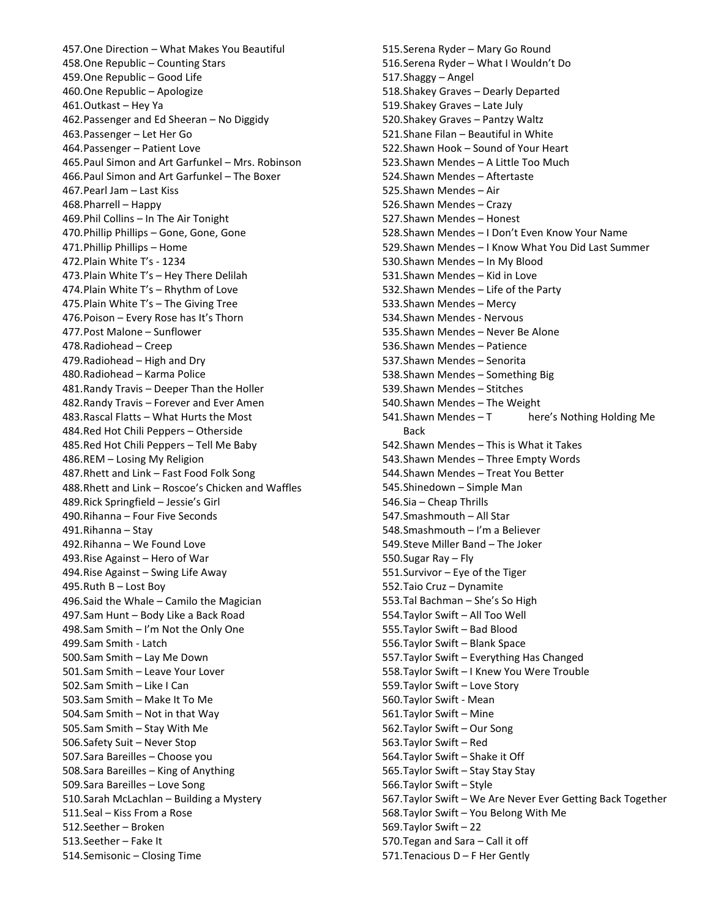457. One Direction – What Makes You Beautiful
458. One Republic – Counting Stars
459. One Republic – Good Life
460. One Republic – Apologize
461. Outkast – Hey Ya
462. Passenger and Ed Sheeran – No Diggidy
463. Passenger – Let Her Go
464. Passenger – Patient Love
465. Paul Simon and Art Garfunkel – Mrs. Robinson
466. Paul Simon and Art Garfunkel – The Boxer
467. Pearl Jam – Last Kiss
468. Pharrell – Happy
469. Phil Collins – In The Air Tonight
470. Phillip Phillips – Gone, Gone, Gone
471. Phillip Phillips – Home
472. Plain White T's - 1234
473. Plain White T's – Hey There Delilah
474. Plain White T's – Rhythm of Love
475. Plain White T's – The Giving Tree
476. Poison – Every Rose has It's Thorn
477. Post Malone – Sunflower
478. Radiohead – Creep
479. Radiohead – High and Dry
480. Radiohead – Karma Police
481. Randy Travis – Deeper Than the Holler
482. Randy Travis – Forever and Ever Amen
483. Rascal Flatts – What Hurts the Most
484. Red Hot Chili Peppers – Otherside
485. Red Hot Chili Peppers – Tell Me Baby
486. REM – Losing My Religion
487. Rhett and Link – Fast Food Folk Song
488. Rhett and Link – Roscoe's Chicken and Waffles
489. Rick Springfield – Jessie's Girl
490. Rihanna – Four Five Seconds
491. Rihanna – Stay
492. Rihanna – We Found Love
493. Rise Against – Hero of War
494. Rise Against – Swing Life Away
495. Ruth B – Lost Boy
496. Said the Whale – Camilo the Magician
497. Sam Hunt – Body Like a Back Road
498. Sam Smith – I'm Not the Only One
499. Sam Smith - Latch
500. Sam Smith – Lay Me Down
501. Sam Smith – Leave Your Lover
502. Sam Smith – Like I Can
503. Sam Smith – Make It To Me
504. Sam Smith – Not in that Way
505. Sam Smith – Stay With Me
506. Safety Suit – Never Stop
507. Sara Bareilles – Choose you
508. Sara Bareilles – King of Anything
509. Sara Bareilles – Love Song
510. Sarah McLachlan – Building a Mystery
511. Seal – Kiss From a Rose
512. Seether – Broken
513. Seether – Fake It
514. Semisonic – Closing Time
515. Serena Ryder – Mary Go Round
516. Serena Ryder – What I Wouldn't Do
517. Shaggy – Angel
518. Shakey Graves – Dearly Departed
519. Shakey Graves – Late July
520. Shakey Graves – Pantzy Waltz
521. Shane Filan – Beautiful in White
522. Shawn Hook – Sound of Your Heart
523. Shawn Mendes – A Little Too Much
524. Shawn Mendes – Aftertaste
525. Shawn Mendes – Air
526. Shawn Mendes – Crazy
527. Shawn Mendes – Honest
528. Shawn Mendes – I Don't Even Know Your Name
529. Shawn Mendes – I Know What You Did Last Summer
530. Shawn Mendes – In My Blood
531. Shawn Mendes – Kid in Love
532. Shawn Mendes – Life of the Party
533. Shawn Mendes – Mercy
534. Shawn Mendes - Nervous
535. Shawn Mendes – Never Be Alone
536. Shawn Mendes – Patience
537. Shawn Mendes – Senorita
538. Shawn Mendes – Something Big
539. Shawn Mendes – Stitches
540. Shawn Mendes – The Weight
541. Shawn Mendes – T here's Nothing Holding Me Back
542. Shawn Mendes – This is What it Takes
543. Shawn Mendes – Three Empty Words
544. Shawn Mendes – Treat You Better
545. Shinedown – Simple Man
546. Sia – Cheap Thrills
547. Smashmouth – All Star
548. Smashmouth – I'm a Believer
549. Steve Miller Band – The Joker
550. Sugar Ray – Fly
551. Survivor – Eye of the Tiger
552. Taio Cruz – Dynamite
553. Tal Bachman – She's So High
554. Taylor Swift – All Too Well
555. Taylor Swift – Bad Blood
556. Taylor Swift – Blank Space
557. Taylor Swift – Everything Has Changed
558. Taylor Swift – I Knew You Were Trouble
559. Taylor Swift – Love Story
560. Taylor Swift - Mean
561. Taylor Swift – Mine
562. Taylor Swift – Our Song
563. Taylor Swift – Red
564. Taylor Swift – Shake it Off
565. Taylor Swift – Stay Stay Stay
566. Taylor Swift – Style
567. Taylor Swift – We Are Never Ever Getting Back Together
568. Taylor Swift – You Belong With Me
569. Taylor Swift – 22
570. Tegan and Sara – Call it off
571. Tenacious D – F Her Gently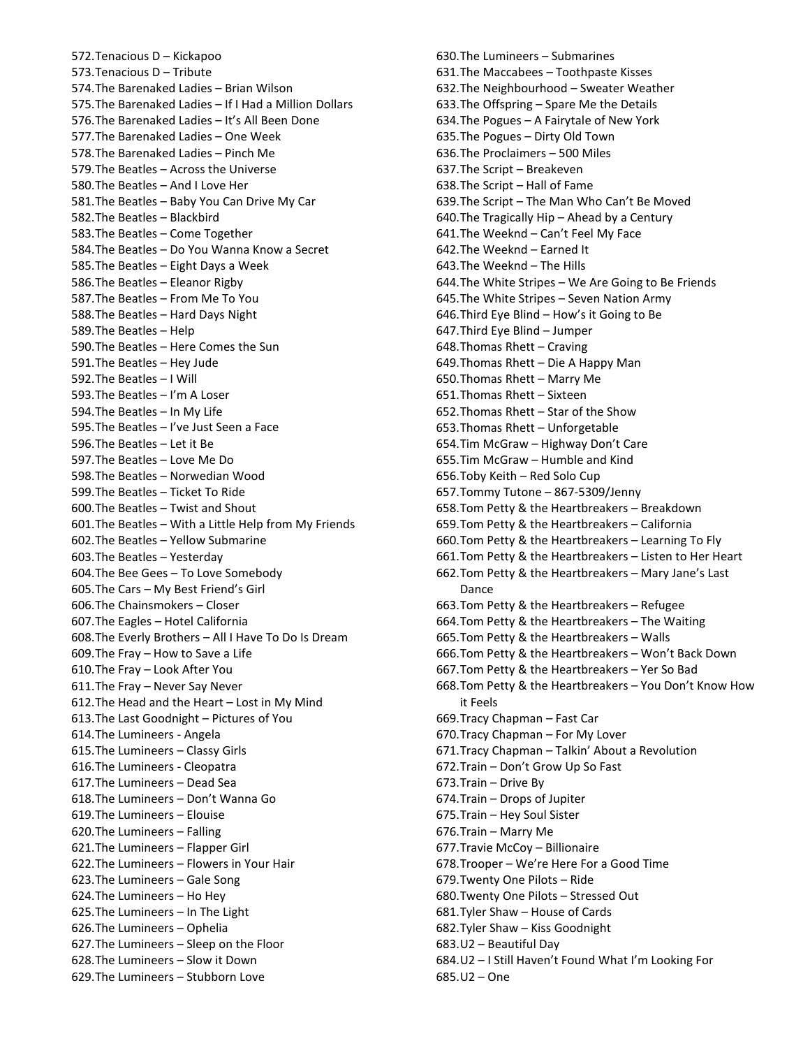572. Tenacious D – Kickapoo
573. Tenacious D – Tribute
574. The Barenaked Ladies – Brian Wilson
575. The Barenaked Ladies – If I Had a Million Dollars
576. The Barenaked Ladies – It's All Been Done
577. The Barenaked Ladies – One Week
578. The Barenaked Ladies – Pinch Me
579. The Beatles – Across the Universe
580. The Beatles – And I Love Her
581. The Beatles – Baby You Can Drive My Car
582. The Beatles – Blackbird
583. The Beatles – Come Together
584. The Beatles – Do You Wanna Know a Secret
585. The Beatles – Eight Days a Week
586. The Beatles – Eleanor Rigby
587. The Beatles – From Me To You
588. The Beatles – Hard Days Night
589. The Beatles – Help
590. The Beatles – Here Comes the Sun
591. The Beatles – Hey Jude
592. The Beatles – I Will
593. The Beatles – I'm A Loser
594. The Beatles – In My Life
595. The Beatles – I've Just Seen a Face
596. The Beatles – Let it Be
597. The Beatles – Love Me Do
598. The Beatles – Norwedian Wood
599. The Beatles – Ticket To Ride
600. The Beatles – Twist and Shout
601. The Beatles – With a Little Help from My Friends
602. The Beatles – Yellow Submarine
603. The Beatles – Yesterday
604. The Bee Gees – To Love Somebody
605. The Cars – My Best Friend's Girl
606. The Chainsmokers – Closer
607. The Eagles – Hotel California
608. The Everly Brothers – All I Have To Do Is Dream
609. The Fray – How to Save a Life
610. The Fray – Look After You
611. The Fray – Never Say Never
612. The Head and the Heart – Lost in My Mind
613. The Last Goodnight – Pictures of You
614. The Lumineers - Angela
615. The Lumineers – Classy Girls
616. The Lumineers - Cleopatra
617. The Lumineers – Dead Sea
618. The Lumineers – Don't Wanna Go
619. The Lumineers – Elouise
620. The Lumineers – Falling
621. The Lumineers – Flapper Girl
622. The Lumineers – Flowers in Your Hair
623. The Lumineers – Gale Song
624. The Lumineers – Ho Hey
625. The Lumineers – In The Light
626. The Lumineers – Ophelia
627. The Lumineers – Sleep on the Floor
628. The Lumineers – Slow it Down
629. The Lumineers – Stubborn Love
630. The Lumineers – Submarines
631. The Maccabees – Toothpaste Kisses
632. The Neighbourhood – Sweater Weather
633. The Offspring – Spare Me the Details
634. The Pogues – A Fairytale of New York
635. The Pogues – Dirty Old Town
636. The Proclaimers – 500 Miles
637. The Script – Breakeven
638. The Script – Hall of Fame
639. The Script – The Man Who Can't Be Moved
640. The Tragically Hip – Ahead by a Century
641. The Weeknd – Can't Feel My Face
642. The Weeknd – Earned It
643. The Weeknd – The Hills
644. The White Stripes – We Are Going to Be Friends
645. The White Stripes – Seven Nation Army
646. Third Eye Blind – How's it Going to Be
647. Third Eye Blind – Jumper
648. Thomas Rhett – Craving
649. Thomas Rhett – Die A Happy Man
650. Thomas Rhett – Marry Me
651. Thomas Rhett – Sixteen
652. Thomas Rhett – Star of the Show
653. Thomas Rhett – Unforgetable
654. Tim McGraw – Highway Don't Care
655. Tim McGraw – Humble and Kind
656. Toby Keith – Red Solo Cup
657. Tommy Tutone – 867-5309/Jenny
658. Tom Petty & the Heartbreakers – Breakdown
659. Tom Petty & the Heartbreakers – California
660. Tom Petty & the Heartbreakers – Learning To Fly
661. Tom Petty & the Heartbreakers – Listen to Her Heart
662. Tom Petty & the Heartbreakers – Mary Jane's Last Dance
663. Tom Petty & the Heartbreakers – Refugee
664. Tom Petty & the Heartbreakers – The Waiting
665. Tom Petty & the Heartbreakers – Walls
666. Tom Petty & the Heartbreakers – Won't Back Down
667. Tom Petty & the Heartbreakers – Yer So Bad
668. Tom Petty & the Heartbreakers – You Don't Know How it Feels
669. Tracy Chapman – Fast Car
670. Tracy Chapman – For My Lover
671. Tracy Chapman – Talkin' About a Revolution
672. Train – Don't Grow Up So Fast
673. Train – Drive By
674. Train – Drops of Jupiter
675. Train – Hey Soul Sister
676. Train – Marry Me
677. Travie McCoy – Billionaire
678. Trooper – We're Here For a Good Time
679. Twenty One Pilots – Ride
680. Twenty One Pilots – Stressed Out
681. Tyler Shaw – House of Cards
682. Tyler Shaw – Kiss Goodnight
683. U2 – Beautiful Day
684. U2 – I Still Haven't Found What I'm Looking For
685. U2 – One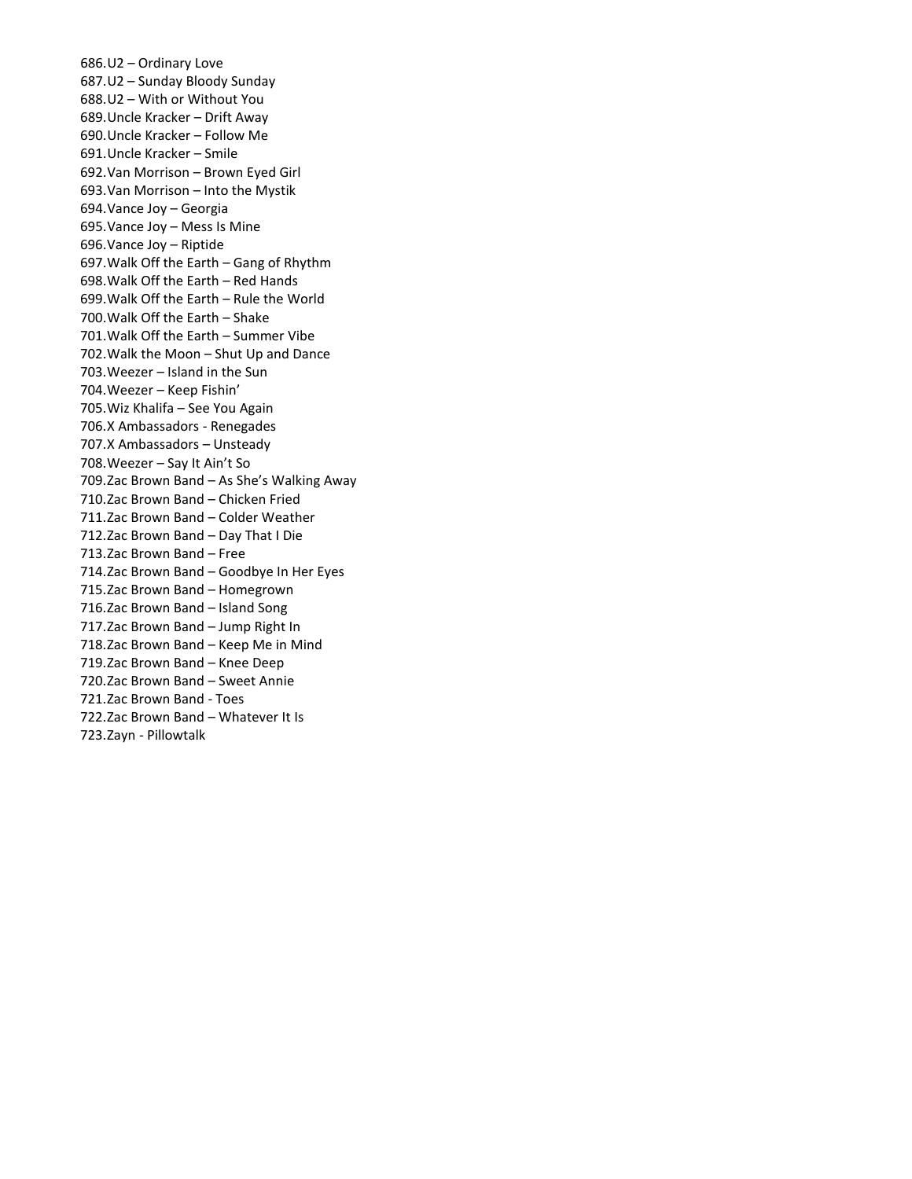686. U2 – Ordinary Love
687. U2 – Sunday Bloody Sunday
688. U2 – With or Without You
689. Uncle Kracker – Drift Away
690. Uncle Kracker – Follow Me
691. Uncle Kracker – Smile
692. Van Morrison – Brown Eyed Girl
693. Van Morrison – Into the Mystik
694. Vance Joy – Georgia
695. Vance Joy – Mess Is Mine
696. Vance Joy – Riptide
697. Walk Off the Earth – Gang of Rhythm
698. Walk Off the Earth – Red Hands
699. Walk Off the Earth – Rule the World
700. Walk Off the Earth – Shake
701. Walk Off the Earth – Summer Vibe
702. Walk the Moon – Shut Up and Dance
703. Weezer – Island in the Sun
704. Weezer – Keep Fishin'
705. Wiz Khalifa – See You Again
706. X Ambassadors - Renegades
707. X Ambassadors – Unsteady
708. Weezer – Say It Ain't So
709. Zac Brown Band – As She's Walking Away
710. Zac Brown Band – Chicken Fried
711. Zac Brown Band – Colder Weather
712. Zac Brown Band – Day That I Die
713. Zac Brown Band – Free
714. Zac Brown Band – Goodbye In Her Eyes
715. Zac Brown Band – Homegrown
716. Zac Brown Band – Island Song
717. Zac Brown Band – Jump Right In
718. Zac Brown Band – Keep Me in Mind
719. Zac Brown Band – Knee Deep
720. Zac Brown Band – Sweet Annie
721. Zac Brown Band - Toes
722. Zac Brown Band – Whatever It Is
723. Zayn - Pillowtalk